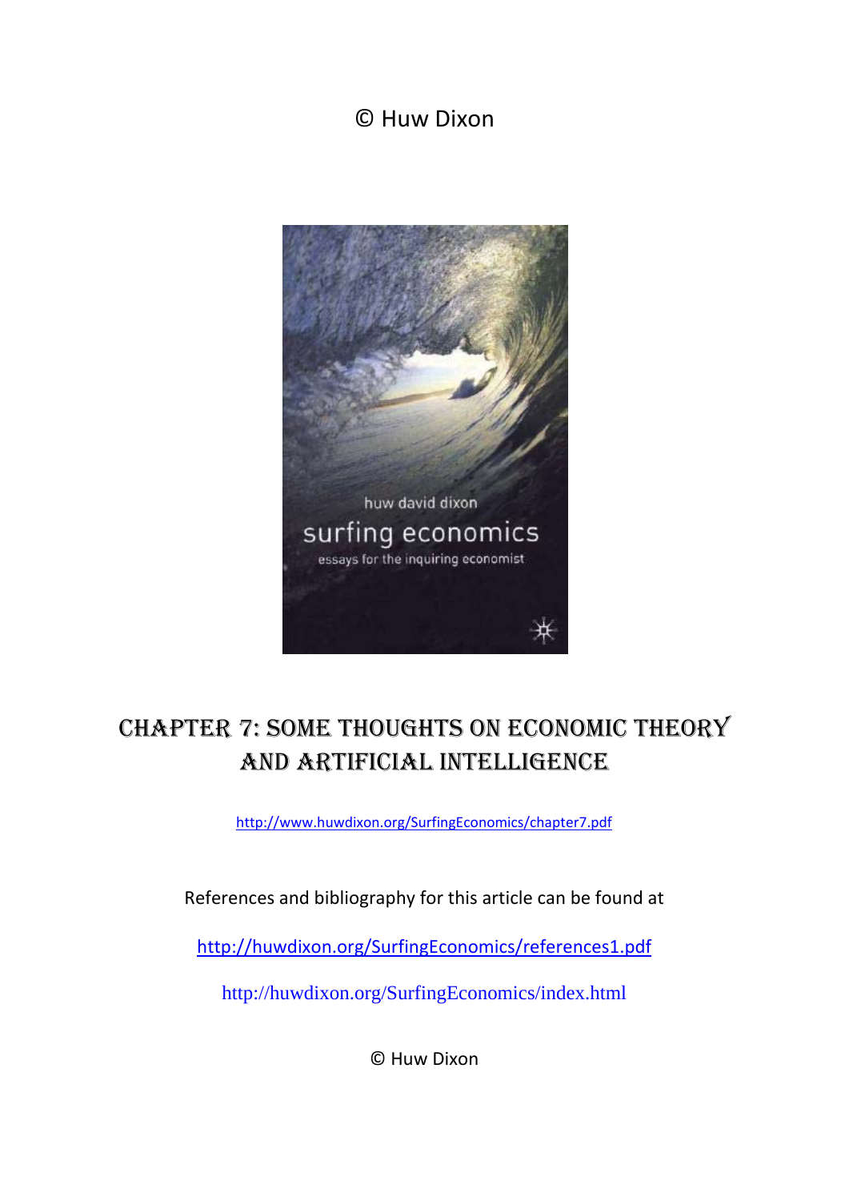© Huw Dixon

# CHAPTER 7: SOME THOUGHTS ON ECONOMIC THEORY AND ARTIFICIAL INTELLIGENCE

http://www.huwdixon.org/SurfingEconomics/chapter7.pdf

References and bibliography for this article can be found at

http://huwdixon.org/SurfingEconomics/references1.pdf

http://huwdixon.org/SurfingEconomics/index.html

© Huw Dixon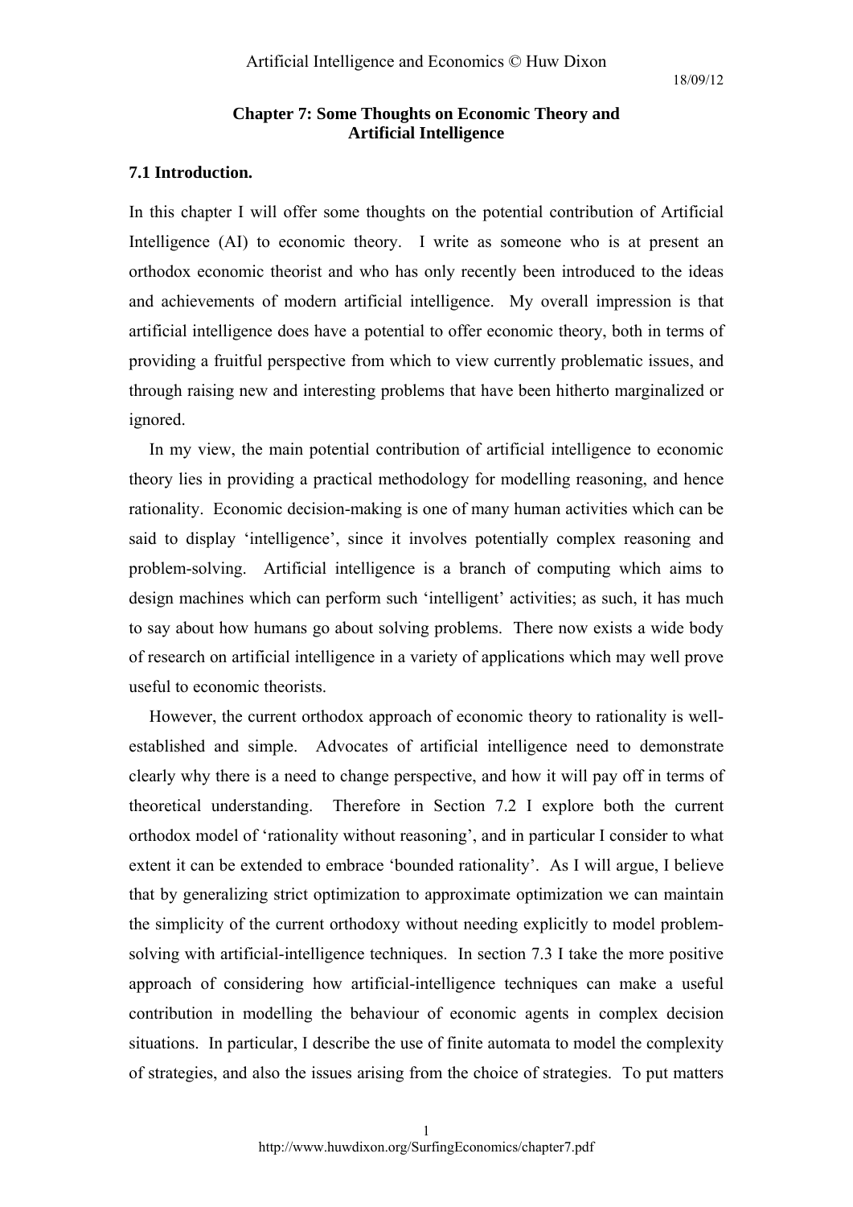## Chapter 7: Some Thoughts on Economic Theory and Artificial Intelligence

### 7.1 Introduction.

In this chapter I will offer some thoughts on the potential contribution of Artificial Intelligence (AI) to economic theory. I write as someone who is at present an orthodox economic theorist and who has only recently been introduced to the ideas and achievements of modern artificial intelligence. My overall impression is that artificial intelligence does have a potential to offer economic theory, both in terms of providing a fruitful perspective from which to view currently problematic issues, and through raising new and interesting problems that have been hitherto marginalized or ignored.

In my view, the main potential contribution of artificial intelligence to economic theory lies in providing a practical methodology for modelling reasoning, and hence rationality. Economic decision-making is one of many human activities which can be said to display 'intelligence', since it involves potentially complex reasoning and problem-solving. Artificial intelligence is a branch of computing which aims to design machines which can perform such 'intelligent' activities; as such, it has much to say about how humans go about solving problems. There now exists a wide body of research on artificial intelligence in a variety of applications which may well prove useful to economic theorists.

However, the current orthodox approach of economic theory to rationality is well-established and simple. Advocates of artificial intelligence need to demonstrate clearly why there is a need to change perspective, and how it will pay off in terms of theoretical understanding. Therefore in Section 7.2 I explore both the current orthodox model of 'rationality without reasoning', and in particular I consider to what extent it can be extended to embrace 'bounded rationality'. As I will argue, I believe that by generalizing strict optimization to approximate optimization we can maintain the simplicity of the current orthodoxy without needing explicitly to model problem-solving with artificial-intelligence techniques. In section 7.3 I take the more positive approach of considering how artificial-intelligence techniques can make a useful contribution in modelling the behaviour of economic agents in complex decision situations. In particular, I describe the use of finite automata to model the complexity of strategies, and also the issues arising from the choice of strategies. To put matters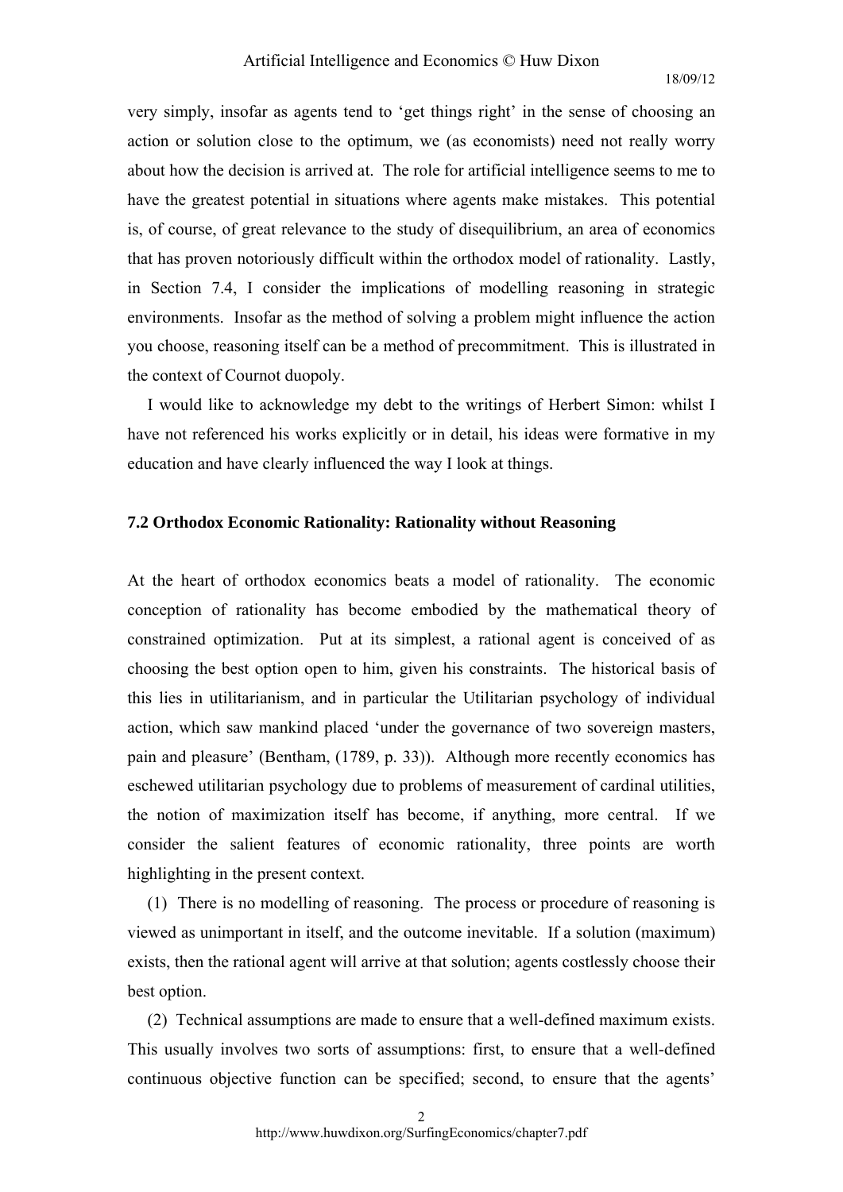very simply, insofar as agents tend to 'get things right' in the sense of choosing an action or solution close to the optimum, we (as economists) need not really worry about how the decision is arrived at. The role for artificial intelligence seems to me to have the greatest potential in situations where agents make mistakes. This potential is, of course, of great relevance to the study of disequilibrium, an area of economics that has proven notoriously difficult within the orthodox model of rationality. Lastly, in Section 7.4, I consider the implications of modelling reasoning in strategic environments. Insofar as the method of solving a problem might influence the action you choose, reasoning itself can be a method of precommitment. This is illustrated in the context of Cournot duopoly.

I would like to acknowledge my debt to the writings of Herbert Simon: whilst I have not referenced his works explicitly or in detail, his ideas were formative in my education and have clearly influenced the way I look at things.

### 7.2 Orthodox Economic Rationality: Rationality without Reasoning

At the heart of orthodox economics beats a model of rationality. The economic conception of rationality has become embodied by the mathematical theory of constrained optimization. Put at its simplest, a rational agent is conceived of as choosing the best option open to him, given his constraints. The historical basis of this lies in utilitarianism, and in particular the Utilitarian psychology of individual action, which saw mankind placed 'under the governance of two sovereign masters, pain and pleasure' (Bentham, (1789, p. 33)). Although more recently economics has eschewed utilitarian psychology due to problems of measurement of cardinal utilities, the notion of maximization itself has become, if anything, more central. If we consider the salient features of economic rationality, three points are worth highlighting in the present context.

(1) There is no modelling of reasoning. The process or procedure of reasoning is viewed as unimportant in itself, and the outcome inevitable. If a solution (maximum) exists, then the rational agent will arrive at that solution; agents costlessly choose their best option.

(2) Technical assumptions are made to ensure that a well-defined maximum exists. This usually involves two sorts of assumptions: first, to ensure that a well-defined continuous objective function can be specified; second, to ensure that the agents'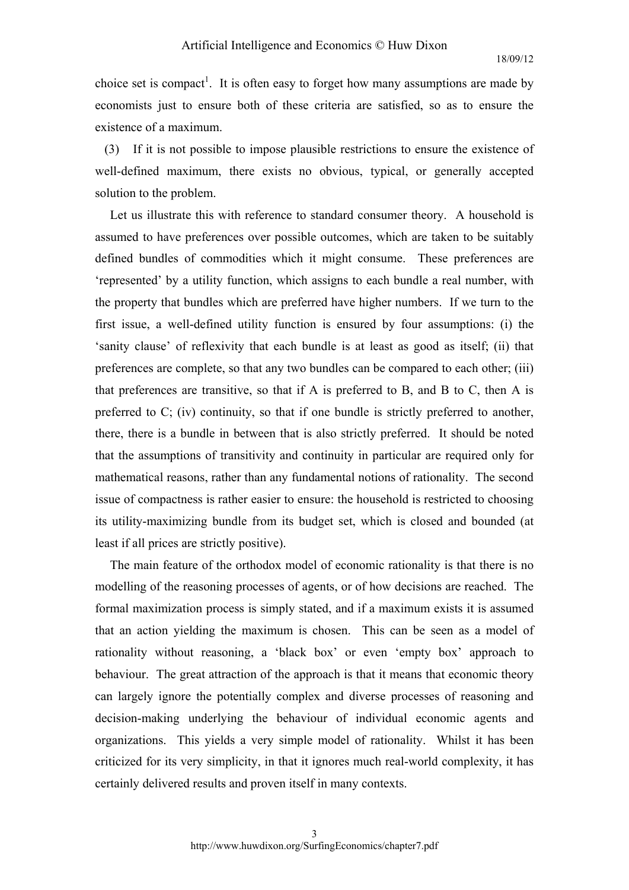choice set is compact[1]. It is often easy to forget how many assumptions are made by economists just to ensure both of these criteria are satisfied, so as to ensure the existence of a maximum.

(3) If it is not possible to impose plausible restrictions to ensure the existence of well-defined maximum, there exists no obvious, typical, or generally accepted solution to the problem.

Let us illustrate this with reference to standard consumer theory. A household is assumed to have preferences over possible outcomes, which are taken to be suitably defined bundles of commodities which it might consume. These preferences are 'represented' by a utility function, which assigns to each bundle a real number, with the property that bundles which are preferred have higher numbers. If we turn to the first issue, a well-defined utility function is ensured by four assumptions: (i) the 'sanity clause' of reflexivity that each bundle is at least as good as itself; (ii) that preferences are complete, so that any two bundles can be compared to each other; (iii) that preferences are transitive, so that if A is preferred to B, and B to C, then A is preferred to C; (iv) continuity, so that if one bundle is strictly preferred to another, there, there is a bundle in between that is also strictly preferred. It should be noted that the assumptions of transitivity and continuity in particular are required only for mathematical reasons, rather than any fundamental notions of rationality. The second issue of compactness is rather easier to ensure: the household is restricted to choosing its utility-maximizing bundle from its budget set, which is closed and bounded (at least if all prices are strictly positive).

The main feature of the orthodox model of economic rationality is that there is no modelling of the reasoning processes of agents, or of how decisions are reached. The formal maximization process is simply stated, and if a maximum exists it is assumed that an action yielding the maximum is chosen. This can be seen as a model of rationality without reasoning, a 'black box' or even 'empty box' approach to behaviour. The great attraction of the approach is that it means that economic theory can largely ignore the potentially complex and diverse processes of reasoning and decision-making underlying the behaviour of individual economic agents and organizations. This yields a very simple model of rationality. Whilst it has been criticized for its very simplicity, in that it ignores much real-world complexity, it has certainly delivered results and proven itself in many contexts.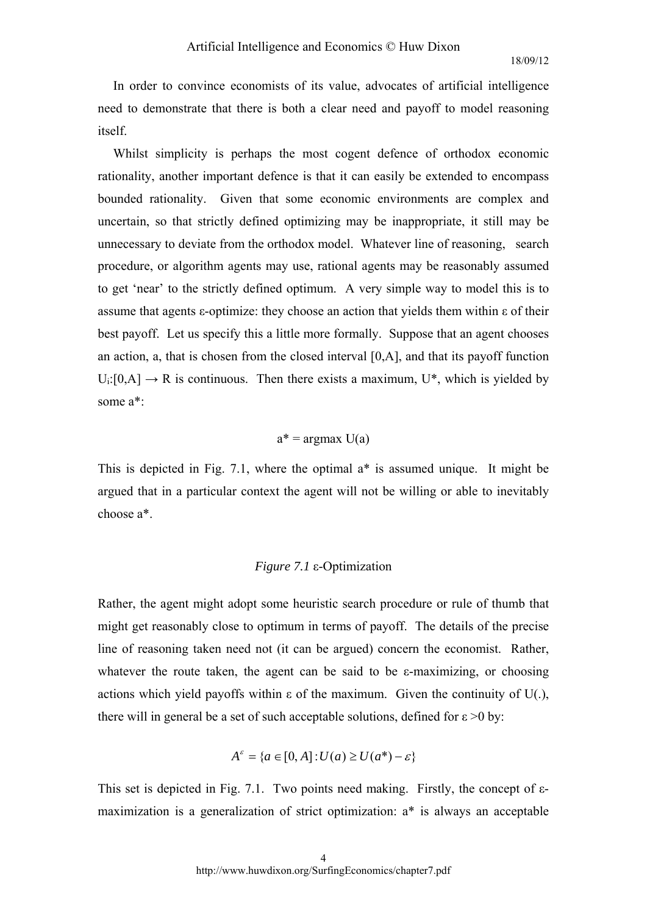In order to convince economists of its value, advocates of artificial intelligence need to demonstrate that there is both a clear need and payoff to model reasoning itself.

Whilst simplicity is perhaps the most cogent defence of orthodox economic rationality, another important defence is that it can easily be extended to encompass bounded rationality. Given that some economic environments are complex and uncertain, so that strictly defined optimizing may be inappropriate, it still may be unnecessary to deviate from the orthodox model. Whatever line of reasoning, search procedure, or algorithm agents may use, rational agents may be reasonably assumed to get 'near' to the strictly defined optimum. A very simple way to model this is to assume that agents $\varepsilon$-optimize: they choose an action that yields them within $\varepsilon$ of their best payoff. Let us specify this a little more formally. Suppose that an agent chooses an action, a, that is chosen from the closed interval $[0,A]$, and that its payoff function $U_i:[0,A] \rightarrow R$ is continuous. Then there exists a maximum, $U^*$, which is yielded by some $a^*$:

$$a^* = \text{argmax } U(a)$$

This is depicted in Fig. 7.1, where the optimal $a^*$ is assumed unique. It might be argued that in a particular context the agent will not be willing or able to inevitably choose $a^*$.

*Figure 7.1* $\varepsilon$-Optimization

Rather, the agent might adopt some heuristic search procedure or rule of thumb that might get reasonably close to optimum in terms of payoff. The details of the precise line of reasoning taken need not (it can be argued) concern the economist. Rather, whatever the route taken, the agent can be said to be $\varepsilon$-maximizing, or choosing actions which yield payoffs within $\varepsilon$ of the maximum. Given the continuity of U(.), there will in general be a set of such acceptable solutions, defined for $\varepsilon > 0$ by:

$$A^{\varepsilon} = \{a \in [0, A] : U(a) \geq U(a^*) - \varepsilon\}$$

This set is depicted in Fig. 7.1. Two points need making. Firstly, the concept of $\varepsilon$-maximization is a generalization of strict optimization: $a^*$ is always an acceptable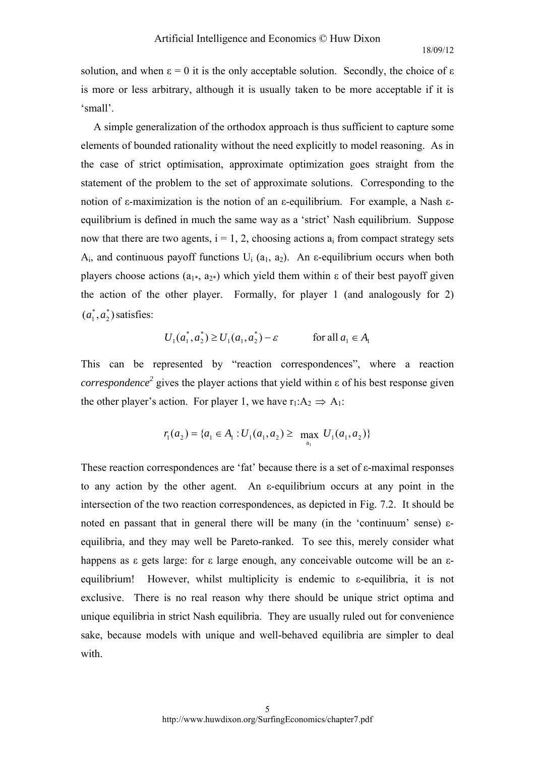solution, and when $\varepsilon = 0$ it is the only acceptable solution. Secondly, the choice of $\varepsilon$ is more or less arbitrary, although it is usually taken to be more acceptable if it is 'small'.

A simple generalization of the orthodox approach is thus sufficient to capture some elements of bounded rationality without the need explicitly to model reasoning. As in the case of strict optimisation, approximate optimization goes straight from the statement of the problem to the set of approximate solutions. Corresponding to the notion of $\varepsilon$-maximization is the notion of an $\varepsilon$-equilibrium. For example, a Nash $\varepsilon$-equilibrium is defined in much the same way as a 'strict' Nash equilibrium. Suppose now that there are two agents, $i = 1, 2$, choosing actions $a_i$ from compact strategy sets $A_i$, and continuous payoff functions $U_i (a_1, a_2)$. An $\varepsilon$-equilibrium occurs when both players choose actions $(a_{1*}, a_{2*})$ which yield them within $\varepsilon$ of their best payoff given the action of the other player. Formally, for player 1 (and analogously for 2) $(a_1^*, a_2^*)$ satisfies:

$$U_1(a_1^*, a_2^*) \geq U_1(a_1, a_2^*) - \varepsilon \qquad \text{for all } a_1 \in A_1$$

This can be represented by "reaction correspondences", where a reaction *correspondence*[2] gives the player actions that yield within $\varepsilon$ of his best response given the other player's action. For player 1, we have $r_1 : A_2 \Rightarrow A_1$:

$$r_1(a_2) = \{a_1 \in A_1 : U_1(a_1, a_2) \geq \max_{a_1} U_1(a_1, a_2)\}$$

These reaction correspondences are 'fat' because there is a set of $\varepsilon$-maximal responses to any action by the other agent. An $\varepsilon$-equilibrium occurs at any point in the intersection of the two reaction correspondences, as depicted in Fig. 7.2. It should be noted en passant that in general there will be many (in the 'continuum' sense) $\varepsilon$-equilibria, and they may well be Pareto-ranked. To see this, merely consider what happens as $\varepsilon$ gets large: for $\varepsilon$ large enough, any conceivable outcome will be an $\varepsilon$-equilibrium! However, whilst multiplicity is endemic to $\varepsilon$-equilibria, it is not exclusive. There is no real reason why there should be unique strict optima and unique equilibria in strict Nash equilibria. They are usually ruled out for convenience sake, because models with unique and well-behaved equilibria are simpler to deal with.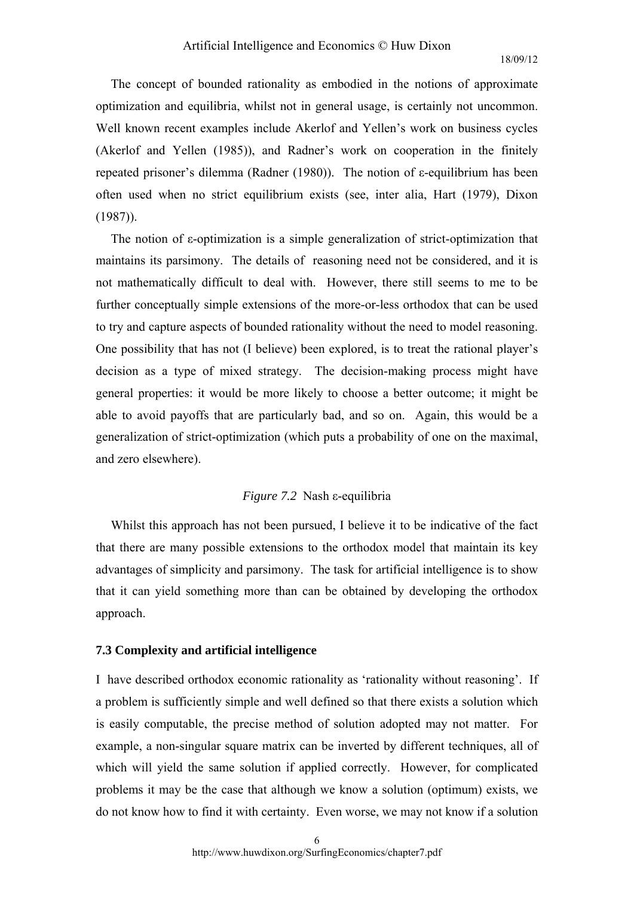The concept of bounded rationality as embodied in the notions of approximate optimization and equilibria, whilst not in general usage, is certainly not uncommon. Well known recent examples include Akerlof and Yellen's work on business cycles (Akerlof and Yellen (1985)), and Radner's work on cooperation in the finitely repeated prisoner's dilemma (Radner (1980)). The notion of ε-equilibrium has been often used when no strict equilibrium exists (see, inter alia, Hart (1979), Dixon (1987)).

The notion of ε-optimization is a simple generalization of strict-optimization that maintains its parsimony. The details of reasoning need not be considered, and it is not mathematically difficult to deal with. However, there still seems to me to be further conceptually simple extensions of the more-or-less orthodox that can be used to try and capture aspects of bounded rationality without the need to model reasoning. One possibility that has not (I believe) been explored, is to treat the rational player's decision as a type of mixed strategy. The decision-making process might have general properties: it would be more likely to choose a better outcome; it might be able to avoid payoffs that are particularly bad, and so on. Again, this would be a generalization of strict-optimization (which puts a probability of one on the maximal, and zero elsewhere).

*Figure 7.2* Nash ε-equilibria

Whilst this approach has not been pursued, I believe it to be indicative of the fact that there are many possible extensions to the orthodox model that maintain its key advantages of simplicity and parsimony. The task for artificial intelligence is to show that it can yield something more than can be obtained by developing the orthodox approach.

### 7.3 Complexity and artificial intelligence

I have described orthodox economic rationality as 'rationality without reasoning'. If a problem is sufficiently simple and well defined so that there exists a solution which is easily computable, the precise method of solution adopted may not matter. For example, a non-singular square matrix can be inverted by different techniques, all of which will yield the same solution if applied correctly. However, for complicated problems it may be the case that although we know a solution (optimum) exists, we do not know how to find it with certainty. Even worse, we may not know if a solution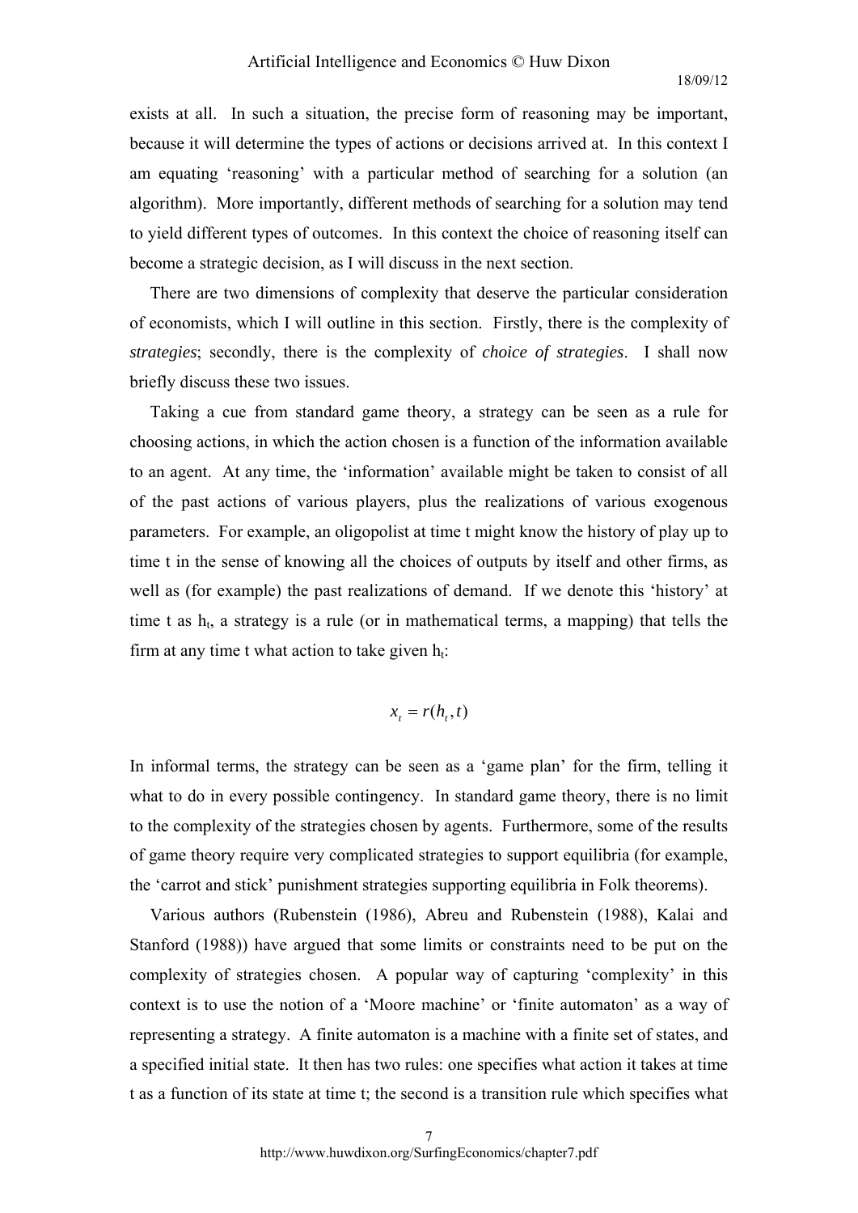exists at all. In such a situation, the precise form of reasoning may be important, because it will determine the types of actions or decisions arrived at. In this context I am equating 'reasoning' with a particular method of searching for a solution (an algorithm). More importantly, different methods of searching for a solution may tend to yield different types of outcomes. In this context the choice of reasoning itself can become a strategic decision, as I will discuss in the next section.

There are two dimensions of complexity that deserve the particular consideration of economists, which I will outline in this section. Firstly, there is the complexity of *strategies*; secondly, there is the complexity of *choice of strategies*. I shall now briefly discuss these two issues.

Taking a cue from standard game theory, a strategy can be seen as a rule for choosing actions, in which the action chosen is a function of the information available to an agent. At any time, the 'information' available might be taken to consist of all of the past actions of various players, plus the realizations of various exogenous parameters. For example, an oligopolist at time t might know the history of play up to time t in the sense of knowing all the choices of outputs by itself and other firms, as well as (for example) the past realizations of demand. If we denote this 'history' at time t as $h_t$, a strategy is a rule (or in mathematical terms, a mapping) that tells the firm at any time t what action to take given $h_t$:

$$x_t = r(h_t, t)$$

In informal terms, the strategy can be seen as a 'game plan' for the firm, telling it what to do in every possible contingency. In standard game theory, there is no limit to the complexity of the strategies chosen by agents. Furthermore, some of the results of game theory require very complicated strategies to support equilibria (for example, the 'carrot and stick' punishment strategies supporting equilibria in Folk theorems).

Various authors (Rubenstein (1986), Abreu and Rubenstein (1988), Kalai and Stanford (1988)) have argued that some limits or constraints need to be put on the complexity of strategies chosen. A popular way of capturing 'complexity' in this context is to use the notion of a 'Moore machine' or 'finite automaton' as a way of representing a strategy. A finite automaton is a machine with a finite set of states, and a specified initial state. It then has two rules: one specifies what action it takes at time t as a function of its state at time t; the second is a transition rule which specifies what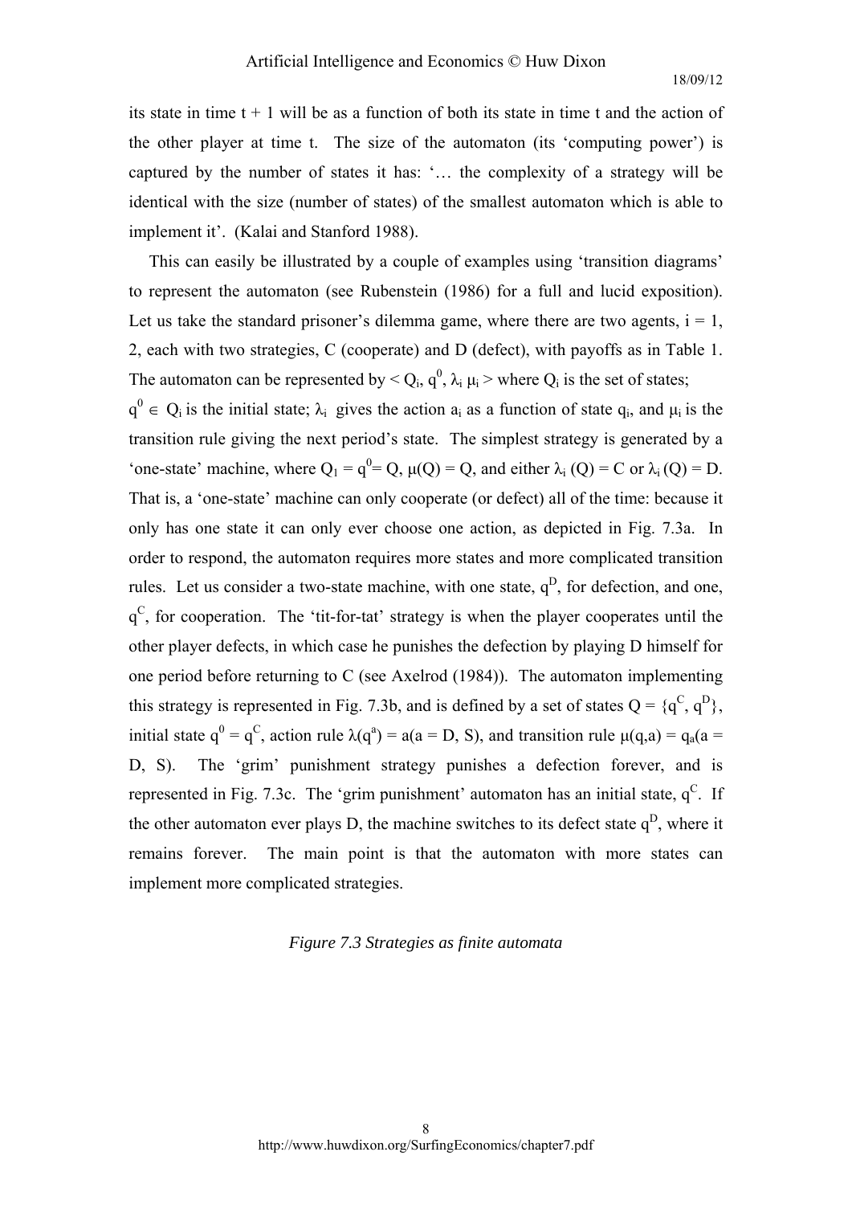its state in time t + 1 will be as a function of both its state in time t and the action of the other player at time t. The size of the automaton (its 'computing power') is captured by the number of states it has: '… the complexity of a strategy will be identical with the size (number of states) of the smallest automaton which is able to implement it'. (Kalai and Stanford 1988).

This can easily be illustrated by a couple of examples using 'transition diagrams' to represent the automaton (see Rubenstein (1986) for a full and lucid exposition). Let us take the standard prisoner's dilemma game, where there are two agents, i = 1, 2, each with two strategies, C (cooperate) and D (defect), with payoffs as in Table 1. The automaton can be represented by $< Q_i, q^0, \lambda_i \mu_i >$ where $Q_i$ is the set of states; $q^0 \in Q_i$ is the initial state; $\lambda_i$ gives the action $a_i$ as a function of state $q_i$, and $\mu_i$ is the transition rule giving the next period's state. The simplest strategy is generated by a 'one-state' machine, where $Q_1 = q^0 = Q$, $\mu(Q) = Q$, and either $\lambda_i(Q) = C$ or $\lambda_i(Q) = D$. That is, a 'one-state' machine can only cooperate (or defect) all of the time: because it only has one state it can only ever choose one action, as depicted in Fig. 7.3a. In order to respond, the automaton requires more states and more complicated transition rules. Let us consider a two-state machine, with one state, $q^D$, for defection, and one, $q^C$, for cooperation. The 'tit-for-tat' strategy is when the player cooperates until the other player defects, in which case he punishes the defection by playing D himself for one period before returning to C (see Axelrod (1984)). The automaton implementing this strategy is represented in Fig. 7.3b, and is defined by a set of states $Q = \{q^C, q^D\}$, initial state $q^0 = q^C$, action rule $\lambda(q^a) = a (a = D, S)$, and transition rule $\mu(q,a) = q_a (a = D, S)$. The 'grim' punishment strategy punishes a defection forever, and is represented in Fig. 7.3c. The 'grim punishment' automaton has an initial state, $q^C$. If the other automaton ever plays D, the machine switches to its defect state $q^D$, where it remains forever. The main point is that the automaton with more states can implement more complicated strategies.

*Figure 7.3 Strategies as finite automata*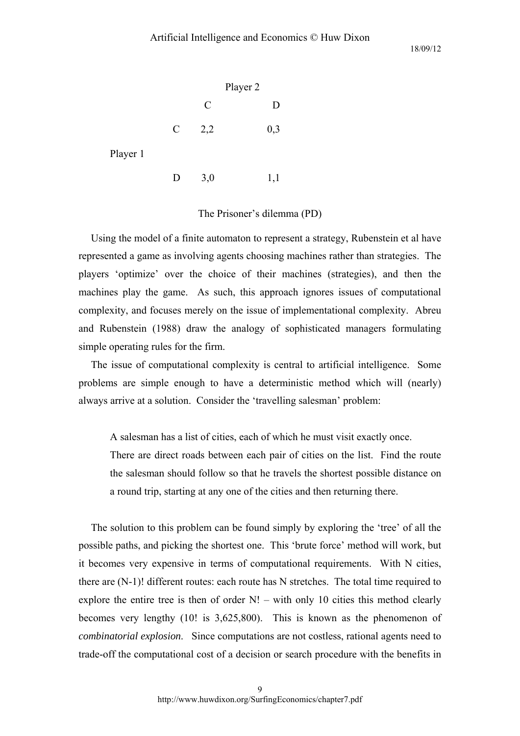| | | Player 2 | |
|---|---|---|---|
| | | C | D |
| Player 1 | C | 2,2 | 0,3 |
| | D | 3,0 | 1,1 |

The Prisoner's dilemma (PD)

Using the model of a finite automaton to represent a strategy, Rubenstein et al have represented a game as involving agents choosing machines rather than strategies. The players 'optimize' over the choice of their machines (strategies), and then the machines play the game. As such, this approach ignores issues of computational complexity, and focuses merely on the issue of implementational complexity. Abreu and Rubenstein (1988) draw the analogy of sophisticated managers formulating simple operating rules for the firm.

The issue of computational complexity is central to artificial intelligence. Some problems are simple enough to have a deterministic method which will (nearly) always arrive at a solution. Consider the 'travelling salesman' problem:

> A salesman has a list of cities, each of which he must visit exactly once. There are direct roads between each pair of cities on the list. Find the route the salesman should follow so that he travels the shortest possible distance on a round trip, starting at any one of the cities and then returning there.

The solution to this problem can be found simply by exploring the 'tree' of all the possible paths, and picking the shortest one. This 'brute force' method will work, but it becomes very expensive in terms of computational requirements. With N cities, there are (N-1)! different routes: each route has N stretches. The total time required to explore the entire tree is then of order N! – with only 10 cities this method clearly becomes very lengthy (10! is 3,625,800). This is known as the phenomenon of *combinatorial explosion*. Since computations are not costless, rational agents need to trade-off the computational cost of a decision or search procedure with the benefits in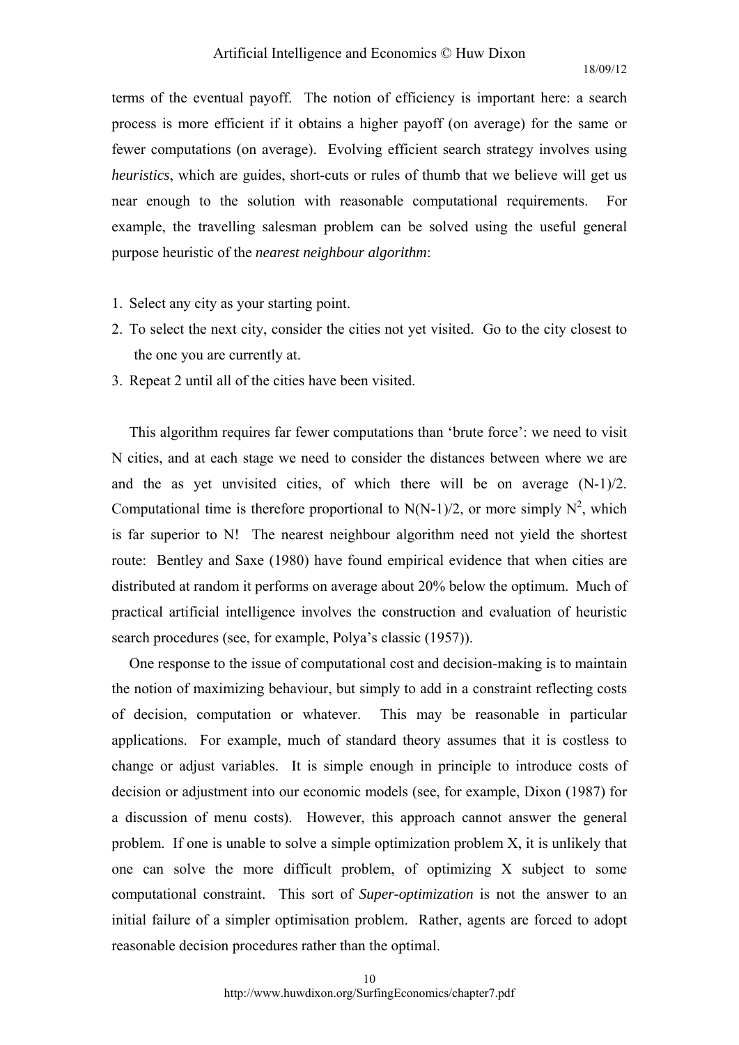terms of the eventual payoff. The notion of efficiency is important here: a search process is more efficient if it obtains a higher payoff (on average) for the same or fewer computations (on average). Evolving efficient search strategy involves using *heuristics*, which are guides, short-cuts or rules of thumb that we believe will get us near enough to the solution with reasonable computational requirements. For example, the travelling salesman problem can be solved using the useful general purpose heuristic of the *nearest neighbour algorithm*:

1. Select any city as your starting point.
2. To select the next city, consider the cities not yet visited. Go to the city closest to the one you are currently at.
3. Repeat 2 until all of the cities have been visited.

This algorithm requires far fewer computations than 'brute force': we need to visit N cities, and at each stage we need to consider the distances between where we are and the as yet unvisited cities, of which there will be on average $(N-1)/2$. Computational time is therefore proportional to $N(N-1)/2$, or more simply $N^2$, which is far superior to N! The nearest neighbour algorithm need not yield the shortest route: Bentley and Saxe (1980) have found empirical evidence that when cities are distributed at random it performs on average about 20% below the optimum. Much of practical artificial intelligence involves the construction and evaluation of heuristic search procedures (see, for example, Polya's classic (1957)).

One response to the issue of computational cost and decision-making is to maintain the notion of maximizing behaviour, but simply to add in a constraint reflecting costs of decision, computation or whatever. This may be reasonable in particular applications. For example, much of standard theory assumes that it is costless to change or adjust variables. It is simple enough in principle to introduce costs of decision or adjustment into our economic models (see, for example, Dixon (1987) for a discussion of menu costs). However, this approach cannot answer the general problem. If one is unable to solve a simple optimization problem X, it is unlikely that one can solve the more difficult problem, of optimizing X subject to some computational constraint. This sort of *Super-optimization* is not the answer to an initial failure of a simpler optimisation problem. Rather, agents are forced to adopt reasonable decision procedures rather than the optimal.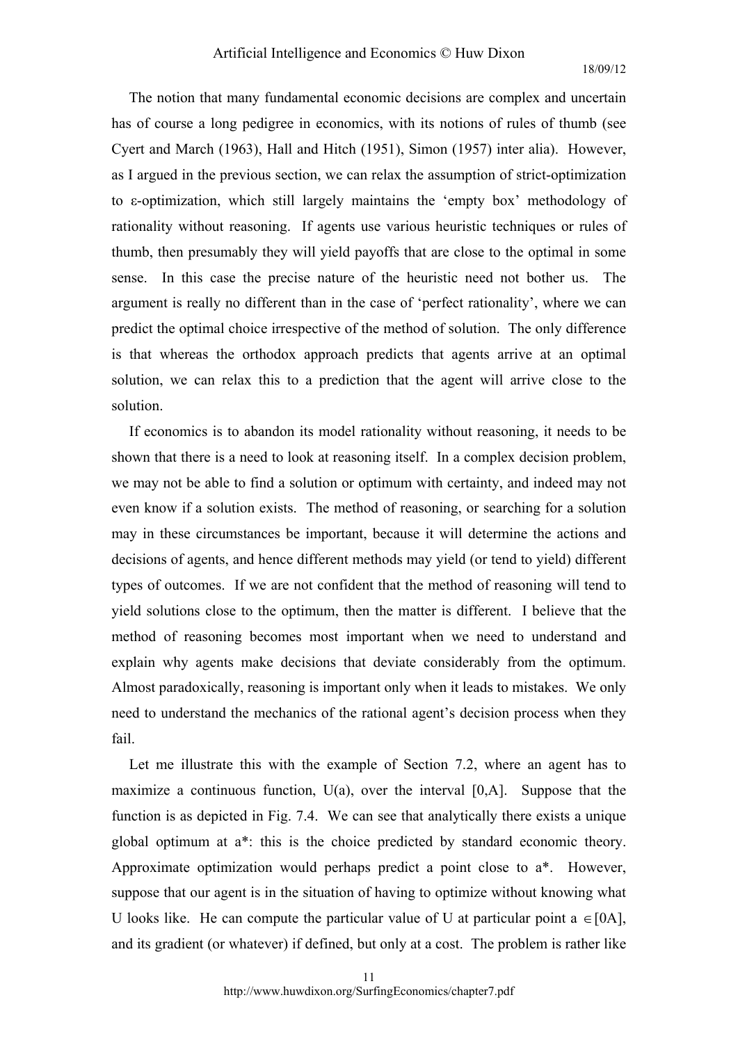The notion that many fundamental economic decisions are complex and uncertain has of course a long pedigree in economics, with its notions of rules of thumb (see Cyert and March (1963), Hall and Hitch (1951), Simon (1957) inter alia). However, as I argued in the previous section, we can relax the assumption of strict-optimization to ε-optimization, which still largely maintains the 'empty box' methodology of rationality without reasoning. If agents use various heuristic techniques or rules of thumb, then presumably they will yield payoffs that are close to the optimal in some sense. In this case the precise nature of the heuristic need not bother us. The argument is really no different than in the case of 'perfect rationality', where we can predict the optimal choice irrespective of the method of solution. The only difference is that whereas the orthodox approach predicts that agents arrive at an optimal solution, we can relax this to a prediction that the agent will arrive close to the solution.

If economics is to abandon its model rationality without reasoning, it needs to be shown that there is a need to look at reasoning itself. In a complex decision problem, we may not be able to find a solution or optimum with certainty, and indeed may not even know if a solution exists. The method of reasoning, or searching for a solution may in these circumstances be important, because it will determine the actions and decisions of agents, and hence different methods may yield (or tend to yield) different types of outcomes. If we are not confident that the method of reasoning will tend to yield solutions close to the optimum, then the matter is different. I believe that the method of reasoning becomes most important when we need to understand and explain why agents make decisions that deviate considerably from the optimum. Almost paradoxically, reasoning is important only when it leads to mistakes. We only need to understand the mechanics of the rational agent's decision process when they fail.

Let me illustrate this with the example of Section 7.2, where an agent has to maximize a continuous function, U(a), over the interval [0,A]. Suppose that the function is as depicted in Fig. 7.4. We can see that analytically there exists a unique global optimum at a*: this is the choice predicted by standard economic theory. Approximate optimization would perhaps predict a point close to a*. However, suppose that our agent is in the situation of having to optimize without knowing what U looks like. He can compute the particular value of U at particular point $a \in [0A]$, and its gradient (or whatever) if defined, but only at a cost. The problem is rather like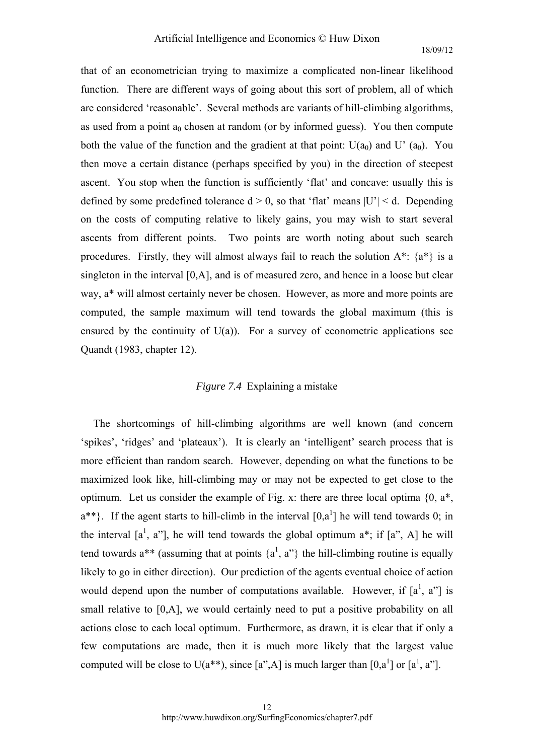that of an econometrician trying to maximize a complicated non-linear likelihood function. There are different ways of going about this sort of problem, all of which are considered 'reasonable'. Several methods are variants of hill-climbing algorithms, as used from a point $a_0$ chosen at random (or by informed guess). You then compute both the value of the function and the gradient at that point: $U(a_0)$ and $U'(a_0)$. You then move a certain distance (perhaps specified by you) in the direction of steepest ascent. You stop when the function is sufficiently 'flat' and concave: usually this is defined by some predefined tolerance $d > 0$, so that 'flat' means $|U'| < d$. Depending on the costs of computing relative to likely gains, you may wish to start several ascents from different points. Two points are worth noting about such search procedures. Firstly, they will almost always fail to reach the solution A*: {a*} is a singleton in the interval [0,A], and is of measured zero, and hence in a loose but clear way, a* will almost certainly never be chosen. However, as more and more points are computed, the sample maximum will tend towards the global maximum (this is ensured by the continuity of U(a)). For a survey of econometric applications see Quandt (1983, chapter 12).

*Figure 7.4* Explaining a mistake

The shortcomings of hill-climbing algorithms are well known (and concern 'spikes', 'ridges' and 'plateaux'). It is clearly an 'intelligent' search process that is more efficient than random search. However, depending on what the functions to be maximized look like, hill-climbing may or may not be expected to get close to the optimum. Let us consider the example of Fig. x: there are three local optima {0, a*, a**}. If the agent starts to hill-climb in the interval $[0,a^1]$ he will tend towards 0; in the interval $[a^1, a'']$, he will tend towards the global optimum a*; if [a", A] he will tend towards a** (assuming that at points $\{a^1, a''\}$ the hill-climbing routine is equally likely to go in either direction). Our prediction of the agents eventual choice of action would depend upon the number of computations available. However, if $[a^1, a'']$ is small relative to [0,A], we would certainly need to put a positive probability on all actions close to each local optimum. Furthermore, as drawn, it is clear that if only a few computations are made, then it is much more likely that the largest value computed will be close to U(a**), since [a",A] is much larger than $[0,a^1]$ or $[a^1, a'']$.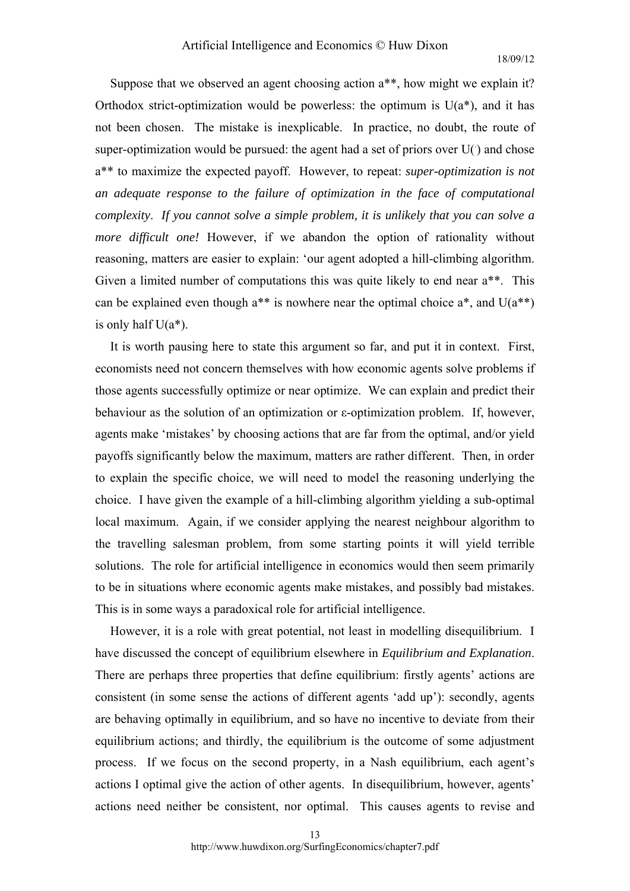Suppose that we observed an agent choosing action $a^{**}$, how might we explain it? Orthodox strict-optimization would be powerless: the optimum is $U(a^*)$, and it has not been chosen. The mistake is inexplicable. In practice, no doubt, the route of super-optimization would be pursued: the agent had a set of priors over $U(\cdot)$ and chose $a^{**}$ to maximize the expected payoff. However, to repeat: ***super-optimization is not an adequate response to the failure of optimization in the face of computational complexity***. *If you cannot solve a simple problem, it is unlikely that you can solve a more difficult one!* However, if we abandon the option of rationality without reasoning, matters are easier to explain: 'our agent adopted a hill-climbing algorithm. Given a limited number of computations this was quite likely to end near $a^{**}$. This can be explained even though $a^{**}$ is nowhere near the optimal choice $a^*$, and $U(a^{**})$ is only half $U(a^*)$.

It is worth pausing here to state this argument so far, and put it in context. First, economists need not concern themselves with how economic agents solve problems if those agents successfully optimize or near optimize. We can explain and predict their behaviour as the solution of an optimization or ε-optimization problem. If, however, agents make 'mistakes' by choosing actions that are far from the optimal, and/or yield payoffs significantly below the maximum, matters are rather different. Then, in order to explain the specific choice, we will need to model the reasoning underlying the choice. I have given the example of a hill-climbing algorithm yielding a sub-optimal local maximum. Again, if we consider applying the nearest neighbour algorithm to the travelling salesman problem, from some starting points it will yield terrible solutions. The role for artificial intelligence in economics would then seem primarily to be in situations where economic agents make mistakes, and possibly bad mistakes. This is in some ways a paradoxical role for artificial intelligence.

However, it is a role with great potential, not least in modelling disequilibrium. I have discussed the concept of equilibrium elsewhere in *Equilibrium and Explanation*. There are perhaps three properties that define equilibrium: firstly agents' actions are consistent (in some sense the actions of different agents 'add up'): secondly, agents are behaving optimally in equilibrium, and so have no incentive to deviate from their equilibrium actions; and thirdly, the equilibrium is the outcome of some adjustment process. If we focus on the second property, in a Nash equilibrium, each agent's actions I optimal give the action of other agents. In disequilibrium, however, agents' actions need neither be consistent, nor optimal. This causes agents to revise and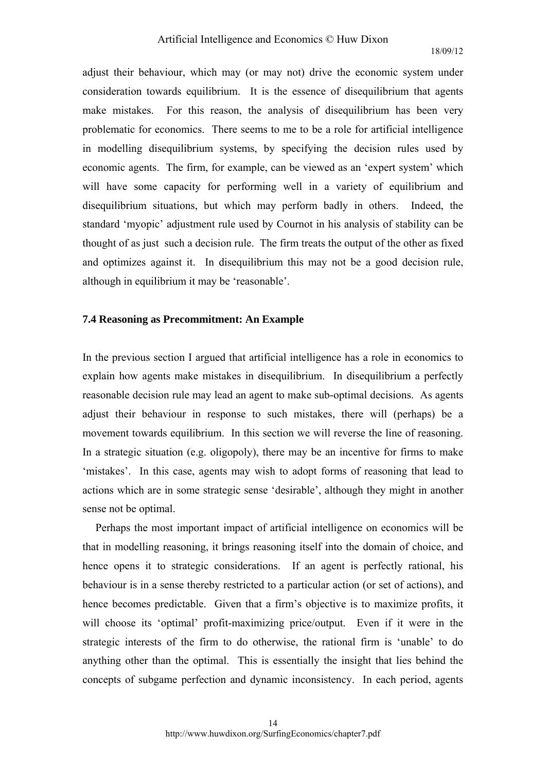adjust their behaviour, which may (or may not) drive the economic system under consideration towards equilibrium. It is the essence of disequilibrium that agents make mistakes. For this reason, the analysis of disequilibrium has been very problematic for economics. There seems to me to be a role for artificial intelligence in modelling disequilibrium systems, by specifying the decision rules used by economic agents. The firm, for example, can be viewed as an 'expert system' which will have some capacity for performing well in a variety of equilibrium and disequilibrium situations, but which may perform badly in others. Indeed, the standard 'myopic' adjustment rule used by Cournot in his analysis of stability can be thought of as just such a decision rule. The firm treats the output of the other as fixed and optimizes against it. In disequilibrium this may not be a good decision rule, although in equilibrium it may be 'reasonable'.

### 7.4 Reasoning as Precommitment: An Example

In the previous section I argued that artificial intelligence has a role in economics to explain how agents make mistakes in disequilibrium. In disequilibrium a perfectly reasonable decision rule may lead an agent to make sub-optimal decisions. As agents adjust their behaviour in response to such mistakes, there will (perhaps) be a movement towards equilibrium. In this section we will reverse the line of reasoning. In a strategic situation (e.g. oligopoly), there may be an incentive for firms to make 'mistakes'. In this case, agents may wish to adopt forms of reasoning that lead to actions which are in some strategic sense 'desirable', although they might in another sense not be optimal.

Perhaps the most important impact of artificial intelligence on economics will be that in modelling reasoning, it brings reasoning itself into the domain of choice, and hence opens it to strategic considerations. If an agent is perfectly rational, his behaviour is in a sense thereby restricted to a particular action (or set of actions), and hence becomes predictable. Given that a firm's objective is to maximize profits, it will choose its 'optimal' profit-maximizing price/output. Even if it were in the strategic interests of the firm to do otherwise, the rational firm is 'unable' to do anything other than the optimal. This is essentially the insight that lies behind the concepts of subgame perfection and dynamic inconsistency. In each period, agents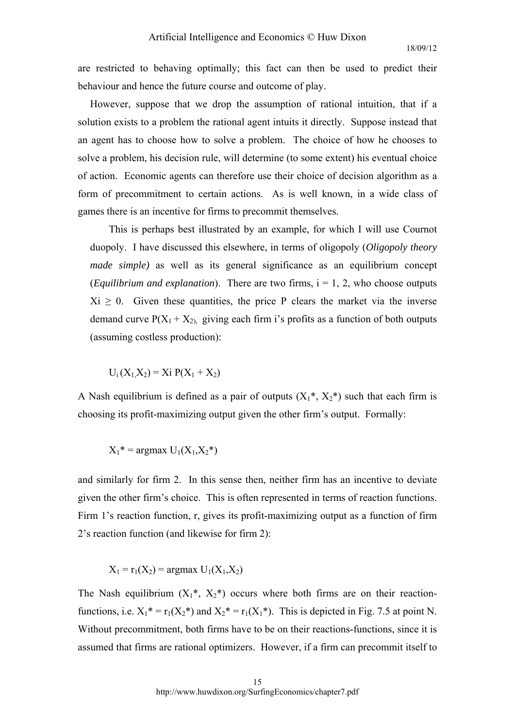are restricted to behaving optimally; this fact can then be used to predict their behaviour and hence the future course and outcome of play.

However, suppose that we drop the assumption of rational intuition, that if a solution exists to a problem the rational agent intuits it directly. Suppose instead that an agent has to choose how to solve a problem. The choice of how he chooses to solve a problem, his decision rule, will determine (to some extent) his eventual choice of action. Economic agents can therefore use their choice of decision algorithm as a form of precommitment to certain actions. As is well known, in a wide class of games there is an incentive for firms to precommit themselves.

This is perhaps best illustrated by an example, for which I will use Cournot duopoly. I have discussed this elsewhere, in terms of oligopoly (*Oligopoly theory made simple)* as well as its general significance as an equilibrium concept (*Equilibrium and explanation*). There are two firms, $i = 1, 2$, who choose outputs $X_i \geq 0$. Given these quantities, the price P clears the market via the inverse demand curve $P(X_1 + X_2)$, giving each firm i's profits as a function of both outputs (assuming costless production):

$$U_i(X_1, X_2) = X_i\, P(X_1 + X_2)$$

A Nash equilibrium is defined as a pair of outputs $(X_1^*, X_2^*)$ such that each firm is choosing its profit-maximizing output given the other firm's output. Formally:

$$X_1^* = \text{argmax } U_1(X_1, X_2^*)$$

and similarly for firm 2. In this sense then, neither firm has an incentive to deviate given the other firm's choice. This is often represented in terms of reaction functions. Firm 1's reaction function, r, gives its profit-maximizing output as a function of firm 2's reaction function (and likewise for firm 2):

$$X_1 = r_1(X_2) = \text{argmax } U_1(X_1, X_2)$$

The Nash equilibrium $(X_1^*, X_2^*)$ occurs where both firms are on their reaction-functions, i.e. $X_1^* = r_1(X_2^*)$ and $X_2^* = r_1(X_1^*)$. This is depicted in Fig. 7.5 at point N. Without precommitment, both firms have to be on their reactions-functions, since it is assumed that firms are rational optimizers. However, if a firm can precommit itself to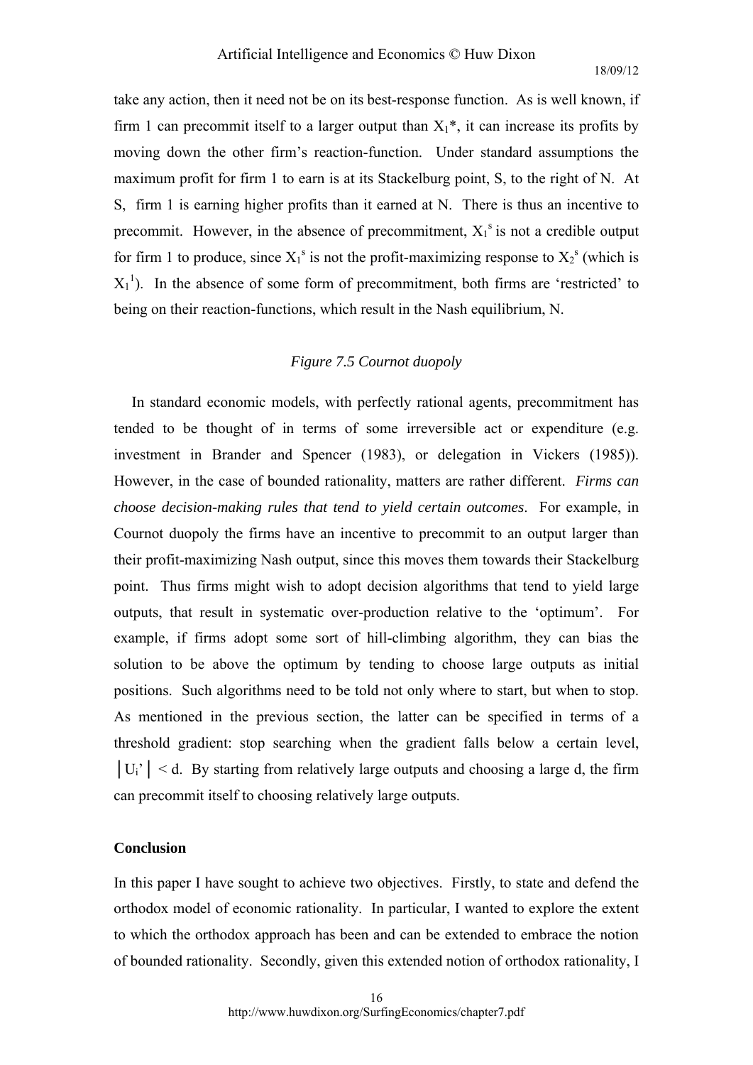take any action, then it need not be on its best-response function. As is well known, if firm 1 can precommit itself to a larger output than $X_1$*, it can increase its profits by moving down the other firm's reaction-function. Under standard assumptions the maximum profit for firm 1 to earn is at its Stackelburg point, S, to the right of N. At S, firm 1 is earning higher profits than it earned at N. There is thus an incentive to precommit. However, in the absence of precommitment, $X_1^s$ is not a credible output for firm 1 to produce, since $X_1^s$ is not the profit-maximizing response to $X_2^s$ (which is $X_1^1$). In the absence of some form of precommitment, both firms are 'restricted' to being on their reaction-functions, which result in the Nash equilibrium, N.

*Figure 7.5 Cournot duopoly*

In standard economic models, with perfectly rational agents, precommitment has tended to be thought of in terms of some irreversible act or expenditure (e.g. investment in Brander and Spencer (1983), or delegation in Vickers (1985)). However, in the case of bounded rationality, matters are rather different. *Firms can choose decision-making rules that tend to yield certain outcomes*. For example, in Cournot duopoly the firms have an incentive to precommit to an output larger than their profit-maximizing Nash output, since this moves them towards their Stackelburg point. Thus firms might wish to adopt decision algorithms that tend to yield large outputs, that result in systematic over-production relative to the 'optimum'. For example, if firms adopt some sort of hill-climbing algorithm, they can bias the solution to be above the optimum by tending to choose large outputs as initial positions. Such algorithms need to be told not only where to start, but when to stop. As mentioned in the previous section, the latter can be specified in terms of a threshold gradient: stop searching when the gradient falls below a certain level, $|U_i'| < d$. By starting from relatively large outputs and choosing a large d, the firm can precommit itself to choosing relatively large outputs.

**Conclusion**

In this paper I have sought to achieve two objectives. Firstly, to state and defend the orthodox model of economic rationality. In particular, I wanted to explore the extent to which the orthodox approach has been and can be extended to embrace the notion of bounded rationality. Secondly, given this extended notion of orthodox rationality, I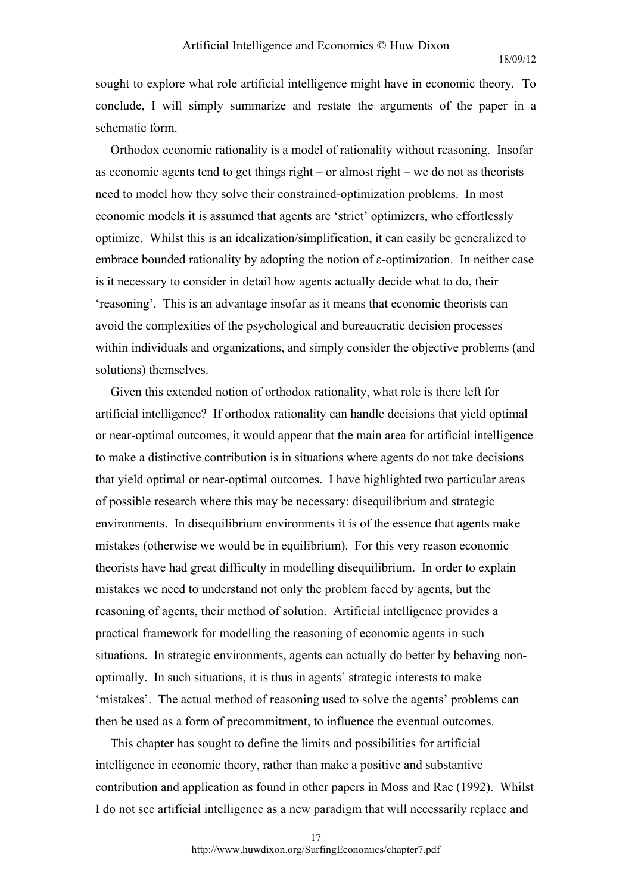sought to explore what role artificial intelligence might have in economic theory. To conclude, I will simply summarize and restate the arguments of the paper in a schematic form.

Orthodox economic rationality is a model of rationality without reasoning. Insofar as economic agents tend to get things right – or almost right – we do not as theorists need to model how they solve their constrained-optimization problems. In most economic models it is assumed that agents are 'strict' optimizers, who effortlessly optimize. Whilst this is an idealization/simplification, it can easily be generalized to embrace bounded rationality by adopting the notion of $\varepsilon$-optimization. In neither case is it necessary to consider in detail how agents actually decide what to do, their 'reasoning'. This is an advantage insofar as it means that economic theorists can avoid the complexities of the psychological and bureaucratic decision processes within individuals and organizations, and simply consider the objective problems (and solutions) themselves.

Given this extended notion of orthodox rationality, what role is there left for artificial intelligence? If orthodox rationality can handle decisions that yield optimal or near-optimal outcomes, it would appear that the main area for artificial intelligence to make a distinctive contribution is in situations where agents do not take decisions that yield optimal or near-optimal outcomes. I have highlighted two particular areas of possible research where this may be necessary: disequilibrium and strategic environments. In disequilibrium environments it is of the essence that agents make mistakes (otherwise we would be in equilibrium). For this very reason economic theorists have had great difficulty in modelling disequilibrium. In order to explain mistakes we need to understand not only the problem faced by agents, but the reasoning of agents, their method of solution. Artificial intelligence provides a practical framework for modelling the reasoning of economic agents in such situations. In strategic environments, agents can actually do better by behaving non-optimally. In such situations, it is thus in agents' strategic interests to make 'mistakes'. The actual method of reasoning used to solve the agents' problems can then be used as a form of precommitment, to influence the eventual outcomes.

This chapter has sought to define the limits and possibilities for artificial intelligence in economic theory, rather than make a positive and substantive contribution and application as found in other papers in Moss and Rae (1992). Whilst I do not see artificial intelligence as a new paradigm that will necessarily replace and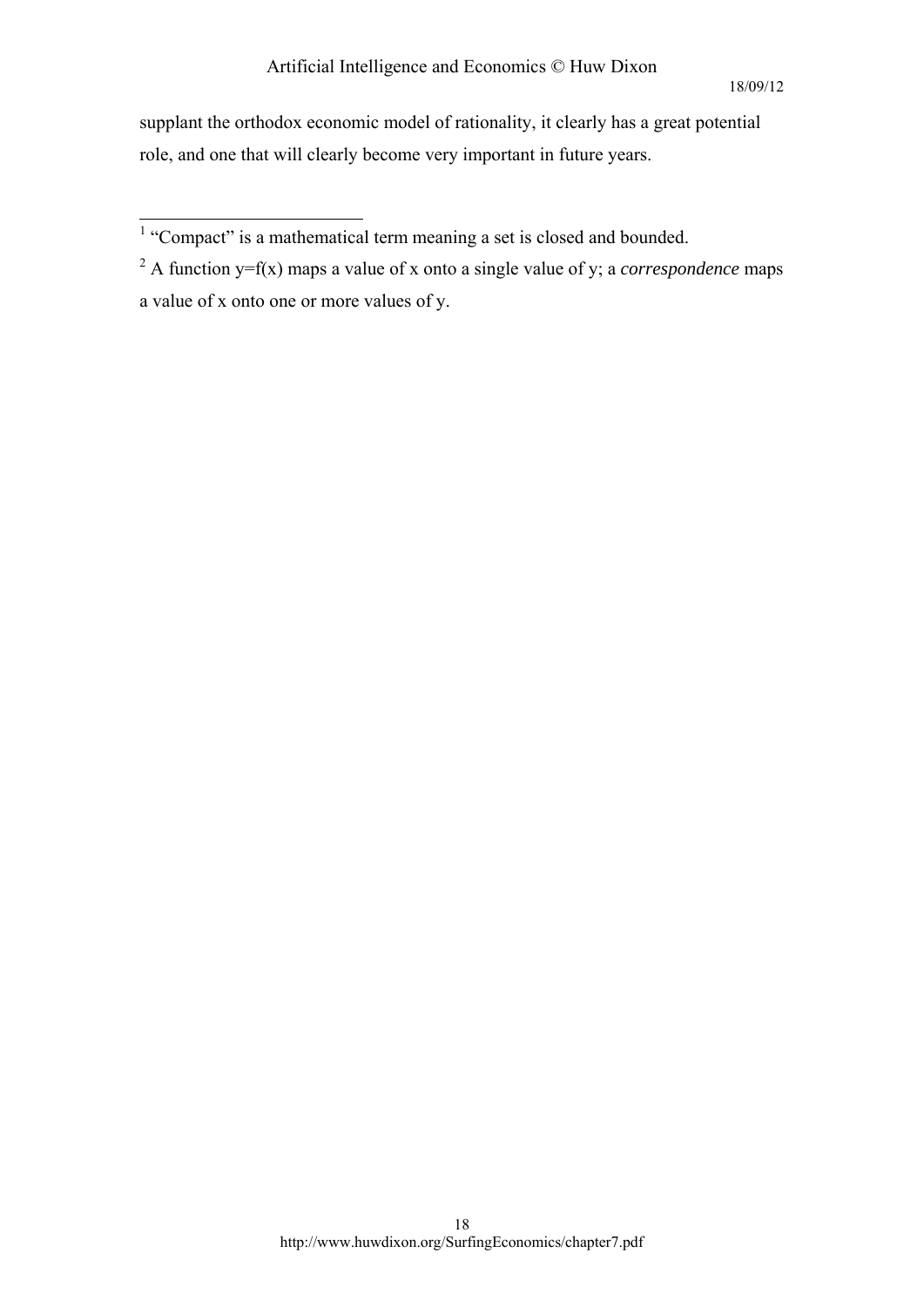supplant the orthodox economic model of rationality, it clearly has a great potential role, and one that will clearly become very important in future years.

---

[1] "Compact" is a mathematical term meaning a set is closed and bounded.

[2] A function $y=f(x)$ maps a value of x onto a single value of y; a *correspondence* maps a value of x onto one or more values of y.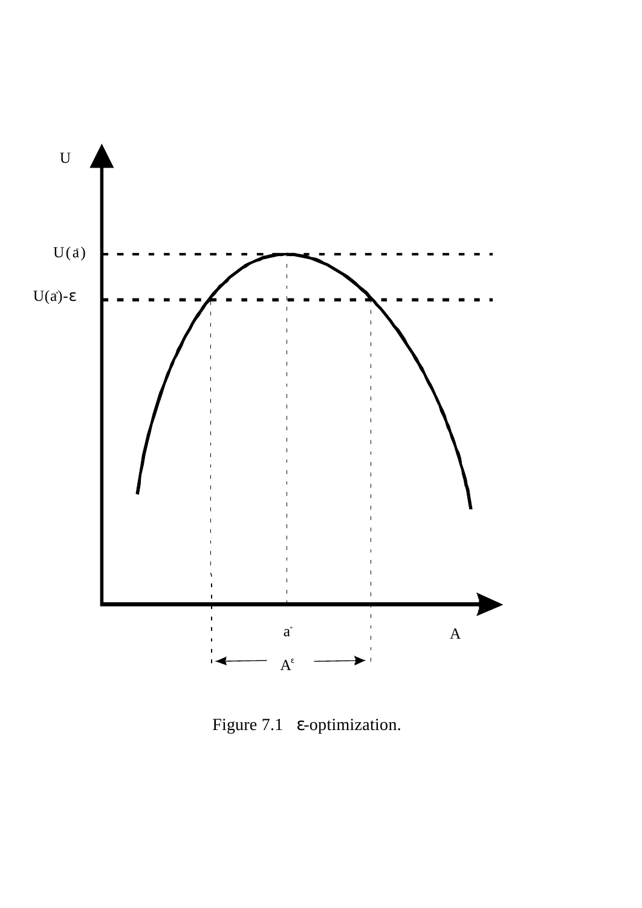Figure 7.1 ε-optimization.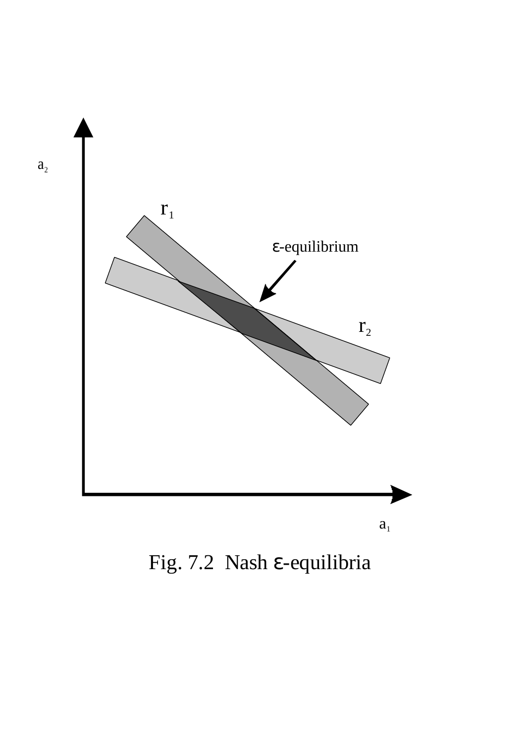Fig. 7.2 Nash ε-equilibria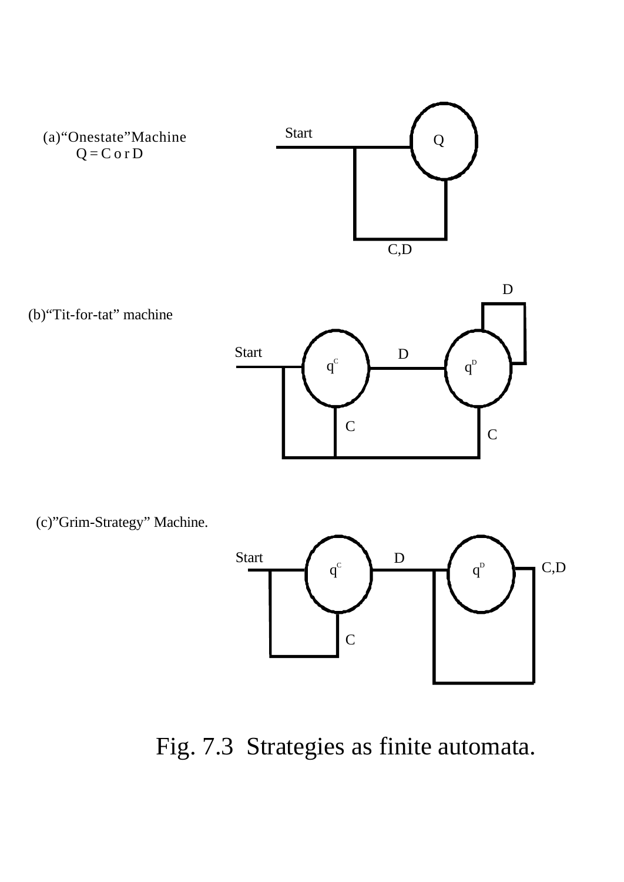(a)“Onestate”Machine
Q = C or D

Start

Q

C,D

(b)“Tit-for-tat” machine

Start

$q^C$

D

$q^D$

D

C

C

(c)”Grim-Strategy” Machine.

Start

$q^C$

D

$q^D$

C,D

C

Fig. 7.3 Strategies as finite automata.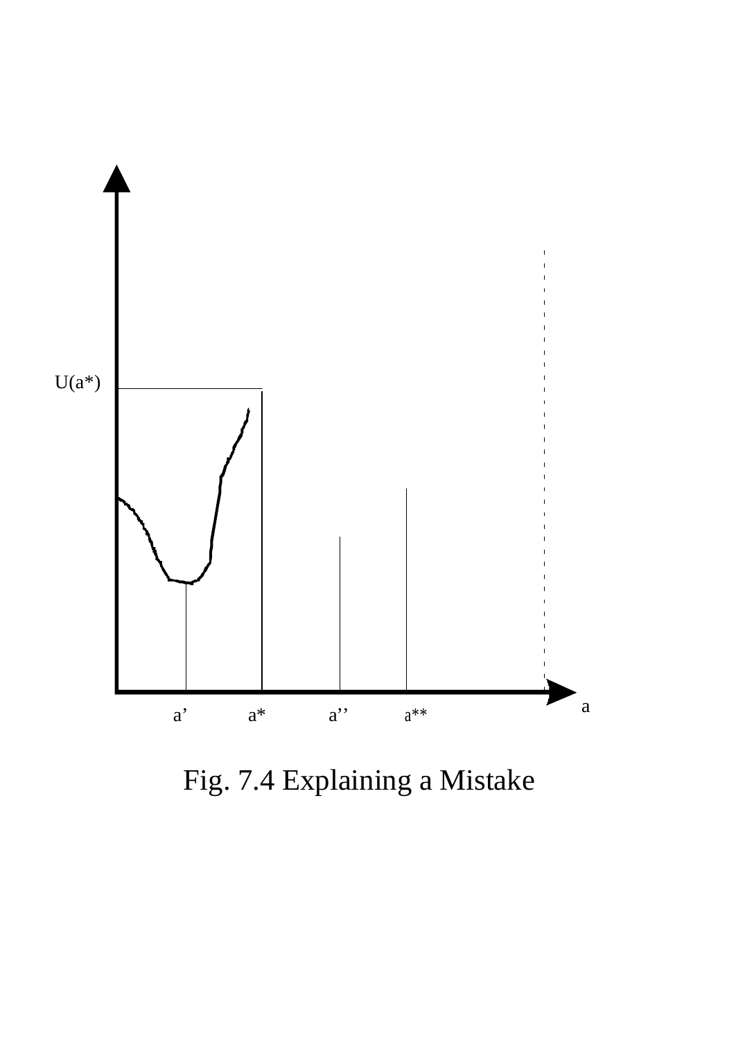Fig. 7.4 Explaining a Mistake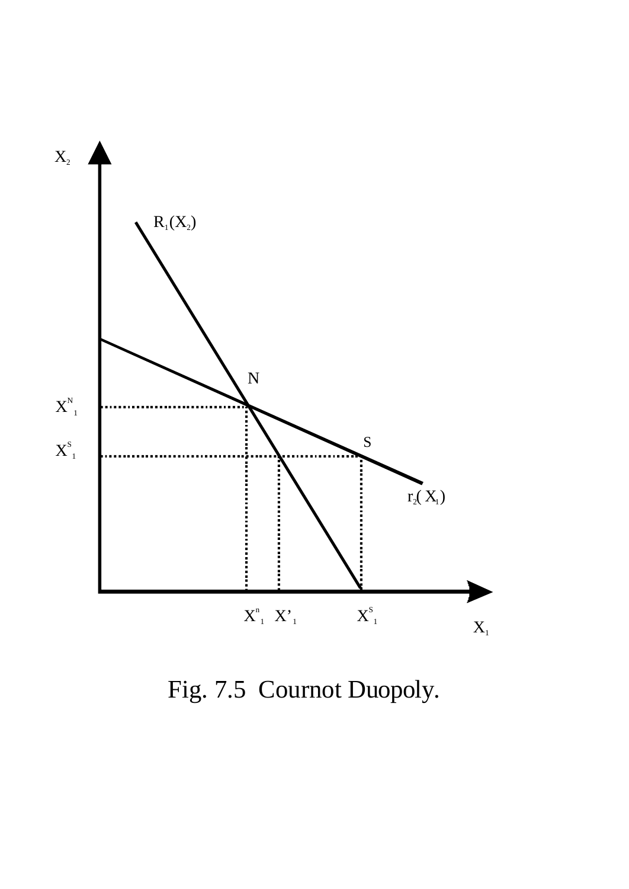$X_2$

$R_1(X_2)$

N

$X^N_1$

S

$X^S_1$

$r_2(X_1)$

$X^n_1$ $X'_1$ $X^S_1$

$X_1$

Fig. 7.5 Cournot Duopoly.